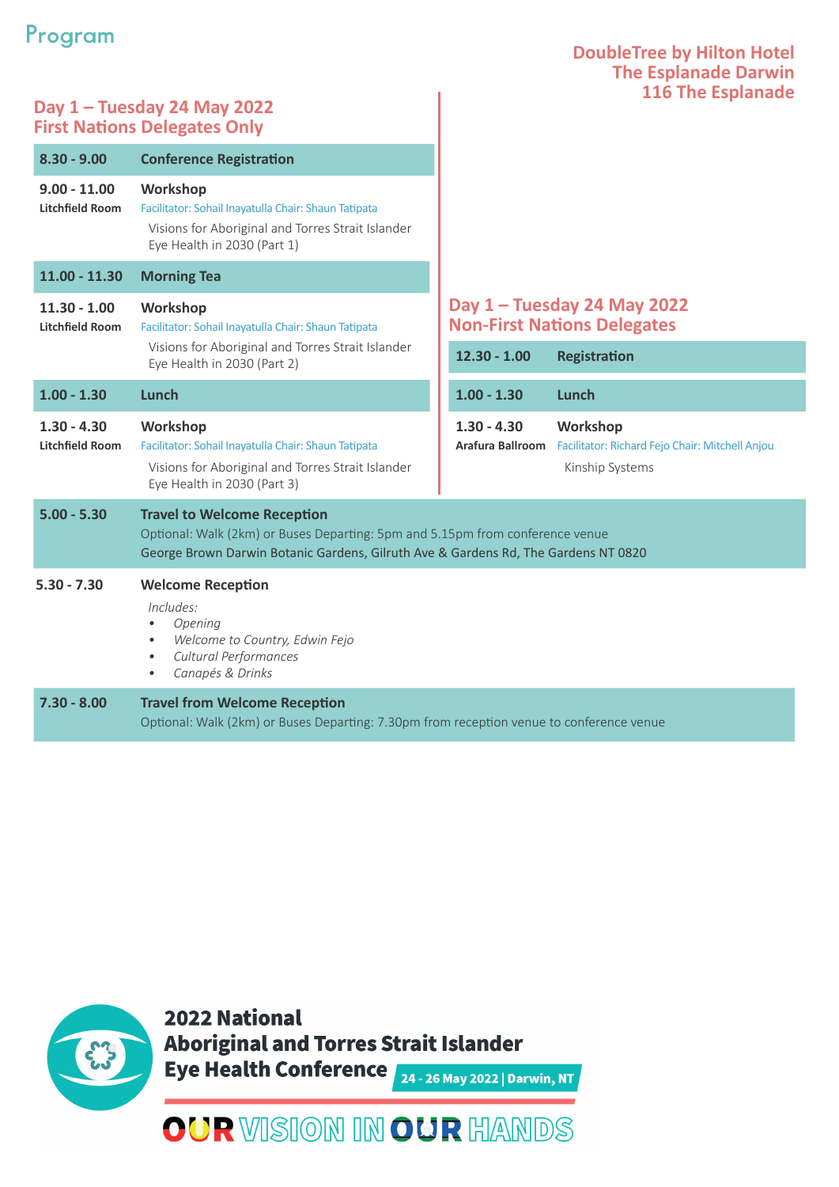# Program

**DoubleTree by Hilton Hotel**
**The Esplanade Darwin**
**116 The Esplanade**

## Day 1 – Tuesday 24 May 2022
## First Nations Delegates Only

| Time | Session |
|---|---|
| **8.30 - 9.00** | **Conference Registration** |
| **9.00 - 11.00**<br>**Litchfield Room** | **Workshop**<br>Facilitator: Sohail Inayatulla Chair: Shaun Tatipata<br>Visions for Aboriginal and Torres Strait Islander Eye Health in 2030 (Part 1) |
| **11.00 - 11.30** | **Morning Tea** |
| **11.30 - 1.00**<br>**Litchfield Room** | **Workshop**<br>Facilitator: Sohail Inayatulla Chair: Shaun Tatipata<br>Visions for Aboriginal and Torres Strait Islander Eye Health in 2030 (Part 2) |
| **1.00 - 1.30** | **Lunch** |
| **1.30 - 4.30**<br>**Litchfield Room** | **Workshop**<br>Facilitator: Sohail Inayatulla Chair: Shaun Tatipata<br>Visions for Aboriginal and Torres Strait Islander Eye Health in 2030 (Part 3) |

## Day 1 – Tuesday 24 May 2022
## Non-First Nations Delegates

| Time | Session |
|---|---|
| **12.30 - 1.00** | **Registration** |
| **1.00 - 1.30** | **Lunch** |
| **1.30 - 4.30**<br>**Arafura Ballroom** | **Workshop**<br>Facilitator: Richard Fejo Chair: Mitchell Anjou<br>Kinship Systems |

## All Delegates

| Time | Session |
|---|---|
| **5.00 - 5.30** | **Travel to Welcome Reception**<br>Optional: Walk (2km) or Buses Departing: 5pm and 5.15pm from conference venue<br>George Brown Darwin Botanic Gardens, Gilruth Ave & Gardens Rd, The Gardens NT 0820 |
| **5.30 - 7.30** | **Welcome Reception**<br>*Includes:*<br>• *Opening*<br>• *Welcome to Country, Edwin Fejo*<br>• *Cultural Performances*<br>• *Canapés & Drinks* |
| **7.30 - 8.00** | **Travel from Welcome Reception**<br>Optional: Walk (2km) or Buses Departing: 7.30pm from reception venue to conference venue |

**2022 National Aboriginal and Torres Strait Islander Eye Health Conference**
**24 - 26 May 2022 | Darwin, NT**

OUR VISION IN OUR HANDS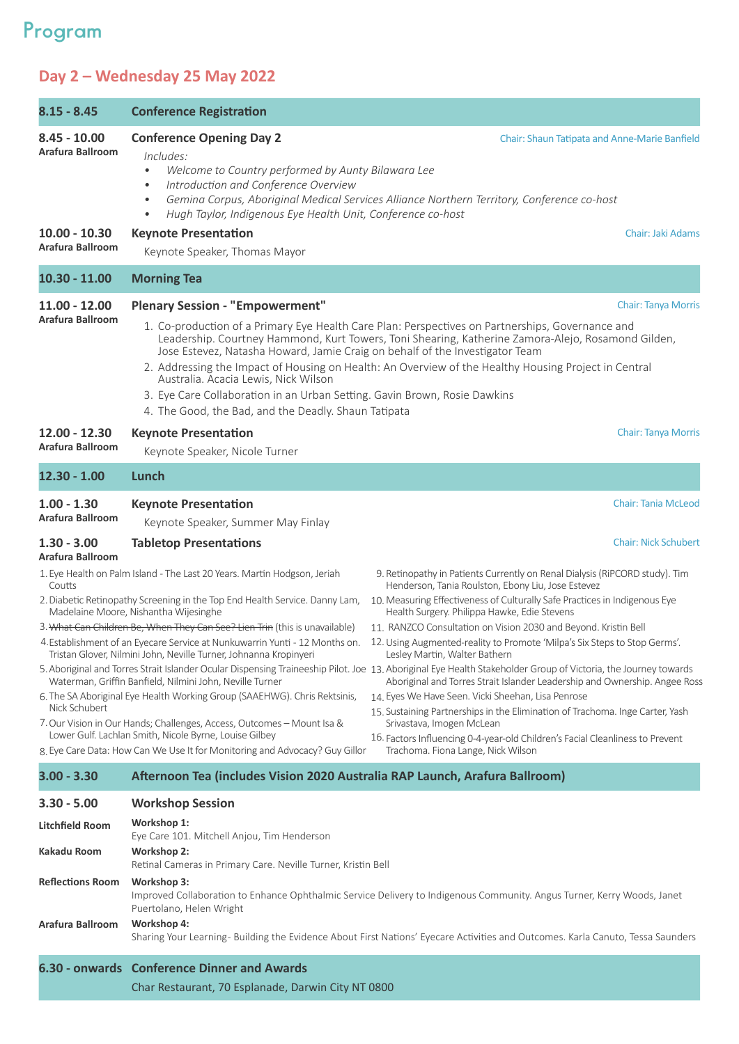# Program

## Day 2 – Wednesday 25 May 2022

**8.15 - 8.45** **Conference Registration**

**8.45 - 10.00** **Conference Opening Day 2**
**Arafura Ballroom**
Chair: Shaun Tatipata and Anne-Marie Banfield

*Includes:*

- *Welcome to Country performed by Aunty Bilawara Lee*
- *Introduction and Conference Overview*
- *Gemina Corpus, Aboriginal Medical Services Alliance Northern Territory, Conference co-host*
- *Hugh Taylor, Indigenous Eye Health Unit, Conference co-host*

**10.00 - 10.30** **Keynote Presentation**
**Arafura Ballroom**
Chair: Jaki Adams

Keynote Speaker, Thomas Mayor

**10.30 - 11.00** **Morning Tea**

**11.00 - 12.00** **Plenary Session - "Empowerment"**
**Arafura Ballroom**
Chair: Tanya Morris

1. Co-production of a Primary Eye Health Care Plan: Perspectives on Partnerships, Governance and Leadership. Courtney Hammond, Kurt Towers, Toni Shearing, Katherine Zamora-Alejo, Rosamond Gilden, Jose Estevez, Natasha Howard, Jamie Craig on behalf of the Investigator Team
2. Addressing the Impact of Housing on Health: An Overview of the Healthy Housing Project in Central Australia. Acacia Lewis, Nick Wilson
3. Eye Care Collaboration in an Urban Setting. Gavin Brown, Rosie Dawkins
4. The Good, the Bad, and the Deadly. Shaun Tatipata

**12.00 - 12.30** **Keynote Presentation**
**Arafura Ballroom**
Chair: Tanya Morris

Keynote Speaker, Nicole Turner

**12.30 - 1.00** **Lunch**

**1.00 - 1.30** **Keynote Presentation**
**Arafura Ballroom**
Chair: Tania McLeod

Keynote Speaker, Summer May Finlay

**1.30 - 3.00** **Tabletop Presentations**
**Arafura Ballroom**
Chair: Nick Schubert

1. Eye Health on Palm Island - The Last 20 Years. Martin Hodgson, Jeriah Coutts
2. Diabetic Retinopathy Screening in the Top End Health Service. Danny Lam, Madelaine Moore, Nishantha Wijesinghe
3. ~~What Can Children Be, When They Can See? Lien Trin~~ (this is unavailable)
4. Establishment of an Eyecare Service at Nunkuwarrin Yunti - 12 Months on. Tristan Glover, Nilmini John, Neville Turner, Johnanna Kropinyeri
5. Aboriginal and Torres Strait Islander Ocular Dispensing Traineeship Pilot. Joe Waterman, Griffin Banfield, Nilmini John, Neville Turner
6. The SA Aboriginal Eye Health Working Group (SAAEHWG). Chris Rektsinis, Nick Schubert
7. Our Vision in Our Hands; Challenges, Access, Outcomes – Mount Isa & Lower Gulf. Lachlan Smith, Nicole Byrne, Louise Gilbey
8. Eye Care Data: How Can We Use It for Monitoring and Advocacy? Guy Gillor
9. Retinopathy in Patients Currently on Renal Dialysis (RiPCORD study). Tim Henderson, Tania Roulston, Ebony Liu, Jose Estevez
10. Measuring Effectiveness of Culturally Safe Practices in Indigenous Eye Health Surgery. Philippa Hawke, Edie Stevens
11. RANZCO Consultation on Vision 2030 and Beyond. Kristin Bell
12. Using Augmented-reality to Promote 'Milpa's Six Steps to Stop Germs'. Lesley Martin, Walter Bathern
13. Aboriginal Eye Health Stakeholder Group of Victoria, the Journey towards Aboriginal and Torres Strait Islander Leadership and Ownership. Angee Ross
14. Eyes We Have Seen. Vicki Sheehan, Lisa Penrose
15. Sustaining Partnerships in the Elimination of Trachoma. Inge Carter, Yash Srivastava, Imogen McLean
16. Factors Influencing 0-4-year-old Children's Facial Cleanliness to Prevent Trachoma. Fiona Lange, Nick Wilson

**3.00 - 3.30** **Afternoon Tea (includes Vision 2020 Australia RAP Launch, Arafura Ballroom)**

**3.30 - 5.00** **Workshop Session**

**Litchfield Room** — **Workshop 1:**
Eye Care 101. Mitchell Anjou, Tim Henderson

**Kakadu Room** — **Workshop 2:**
Retinal Cameras in Primary Care. Neville Turner, Kristin Bell

**Reflections Room** — **Workshop 3:**
Improved Collaboration to Enhance Ophthalmic Service Delivery to Indigenous Community. Angus Turner, Kerry Woods, Janet Puertolano, Helen Wright

**Arafura Ballroom** — **Workshop 4:**
Sharing Your Learning- Building the Evidence About First Nations' Eyecare Activities and Outcomes. Karla Canuto, Tessa Saunders

**6.30 - onwards** **Conference Dinner and Awards**

Char Restaurant, 70 Esplanade, Darwin City NT 0800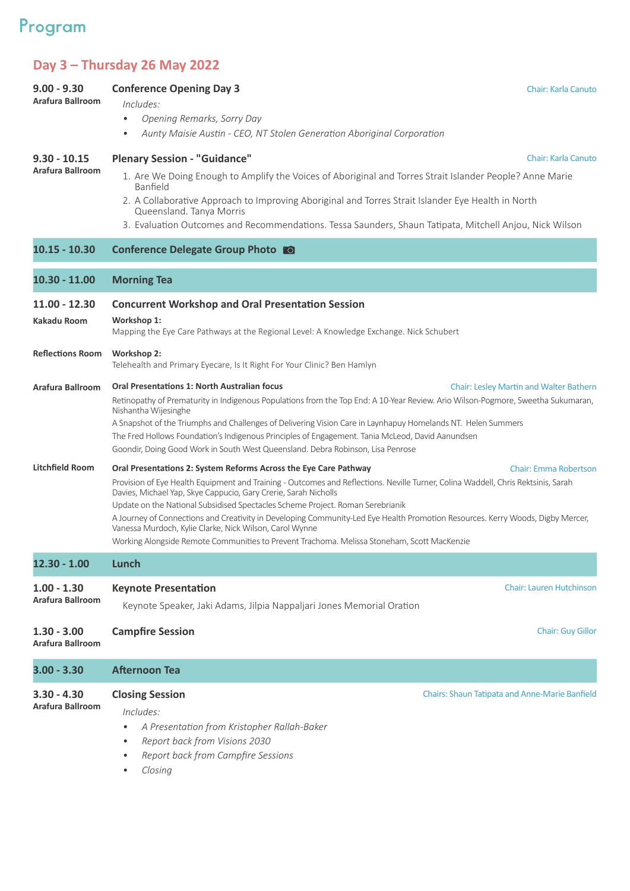# Program

## Day 3 – Thursday 26 May 2022

**9.00 - 9.30**
**Arafura Ballroom**

### Conference Opening Day 3

Chair: Karla Canuto

*Includes:*

- *Opening Remarks, Sorry Day*
- *Aunty Maisie Austin - CEO, NT Stolen Generation Aboriginal Corporation*

**9.30 - 10.15**
**Arafura Ballroom**

### Plenary Session - "Guidance"

Chair: Karla Canuto

1. Are We Doing Enough to Amplify the Voices of Aboriginal and Torres Strait Islander People? Anne Marie Banfield
2. A Collaborative Approach to Improving Aboriginal and Torres Strait Islander Eye Health in North Queensland. Tanya Morris
3. Evaluation Outcomes and Recommendations. Tessa Saunders, Shaun Tatipata, Mitchell Anjou, Nick Wilson

**10.15 - 10.30**

### Conference Delegate Group Photo

**10.30 - 11.00**

### Morning Tea

**11.00 - 12.30**

### Concurrent Workshop and Oral Presentation Session

**Kakadu Room**

**Workshop 1:**
Mapping the Eye Care Pathways at the Regional Level: A Knowledge Exchange. Nick Schubert

**Reflections Room**

**Workshop 2:**
Telehealth and Primary Eyecare, Is It Right For Your Clinic? Ben Hamlyn

**Arafura Ballroom**

**Oral Presentations 1: North Australian focus**

Chair: Lesley Martin and Walter Bathern

Retinopathy of Prematurity in Indigenous Populations from the Top End: A 10-Year Review. Ario Wilson-Pogmore, Sweetha Sukumaran, Nishantha Wijesinghe

A Snapshot of the Triumphs and Challenges of Delivering Vision Care in Laynhapuy Homelands NT. Helen Summers

The Fred Hollows Foundation's Indigenous Principles of Engagement. Tania McLeod, David Aanundsen

Goondir, Doing Good Work in South West Queensland. Debra Robinson, Lisa Penrose

**Litchfield Room**

**Oral Presentations 2: System Reforms Across the Eye Care Pathway**

Chair: Emma Robertson

Provision of Eye Health Equipment and Training - Outcomes and Reflections. Neville Turner, Colina Waddell, Chris Rektsinis, Sarah Davies, Michael Yap, Skye Cappucio, Gary Crerie, Sarah Nicholls

Update on the National Subsidised Spectacles Scheme Project. Roman Serebrianik

A Journey of Connections and Creativity in Developing Community-Led Eye Health Promotion Resources. Kerry Woods, Digby Mercer, Vanessa Murdoch, Kylie Clarke, Nick Wilson, Carol Wynne

Working Alongside Remote Communities to Prevent Trachoma. Melissa Stoneham, Scott MacKenzie

**12.30 - 1.00**

### Lunch

**1.00 - 1.30**
**Arafura Ballroom**

### Keynote Presentation

Chair: Lauren Hutchinson

Keynote Speaker, Jaki Adams, Jilpia Nappaljari Jones Memorial Oration

**1.30 - 3.00**
**Arafura Ballroom**

### Campfire Session

Chair: Guy Gillor

**3.00 - 3.30**

### Afternoon Tea

**3.30 - 4.30**
**Arafura Ballroom**

### Closing Session

Chairs: Shaun Tatipata and Anne-Marie Banfield

*Includes:*

- *A Presentation from Kristopher Rallah-Baker*
- *Report back from Visions 2030*
- *Report back from Campfire Sessions*
- *Closing*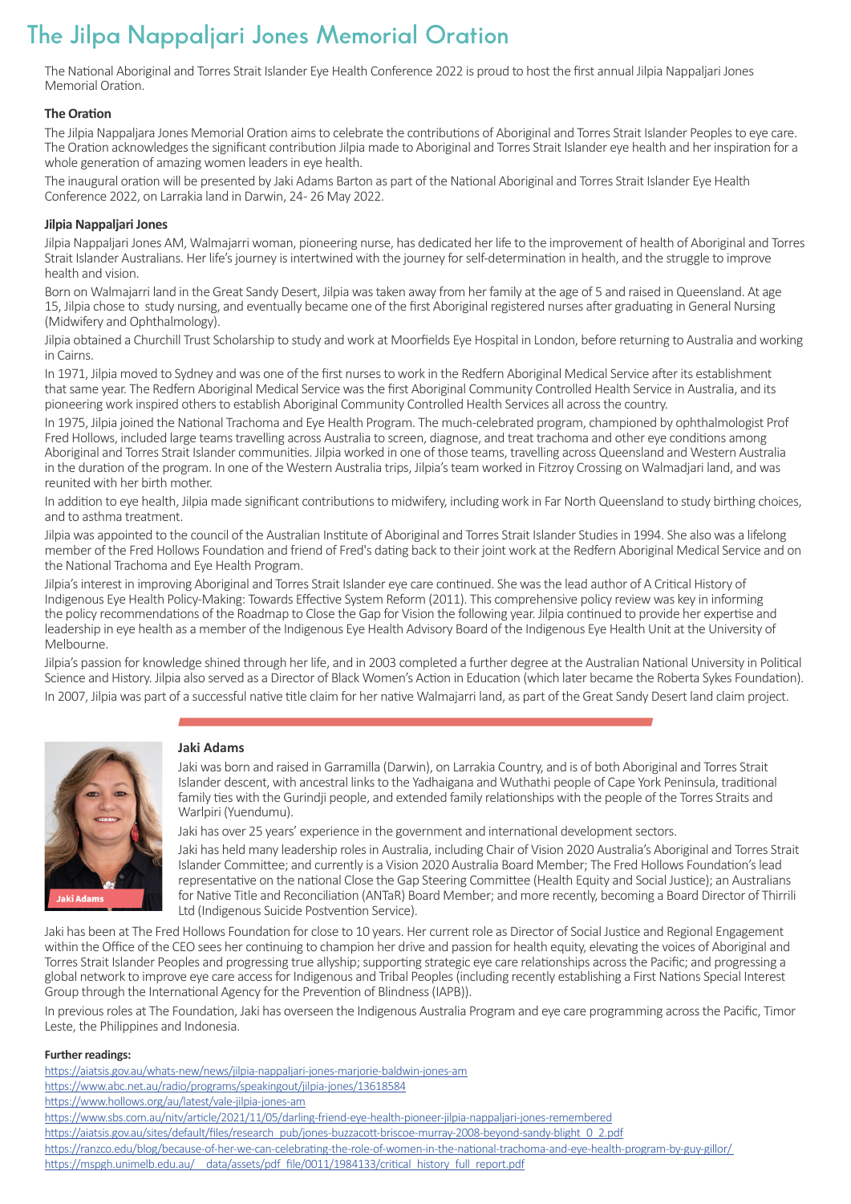# The Jilpa Nappaljari Jones Memorial Oration

The National Aboriginal and Torres Strait Islander Eye Health Conference 2022 is proud to host the first annual Jilpia Nappaljari Jones Memorial Oration.

**The Oration**

The Jilpia Nappaljara Jones Memorial Oration aims to celebrate the contributions of Aboriginal and Torres Strait Islander Peoples to eye care. The Oration acknowledges the significant contribution Jilpia made to Aboriginal and Torres Strait Islander eye health and her inspiration for a whole generation of amazing women leaders in eye health.

The inaugural oration will be presented by Jaki Adams Barton as part of the National Aboriginal and Torres Strait Islander Eye Health Conference 2022, on Larrakia land in Darwin, 24- 26 May 2022.

**Jilpia Nappaljari Jones**

Jilpia Nappaljari Jones AM, Walmajarri woman, pioneering nurse, has dedicated her life to the improvement of health of Aboriginal and Torres Strait Islander Australians. Her life's journey is intertwined with the journey for self-determination in health, and the struggle to improve health and vision.

Born on Walmajarri land in the Great Sandy Desert, Jilpia was taken away from her family at the age of 5 and raised in Queensland. At age 15, Jilpia chose to study nursing, and eventually became one of the first Aboriginal registered nurses after graduating in General Nursing (Midwifery and Ophthalmology).

Jilpia obtained a Churchill Trust Scholarship to study and work at Moorfields Eye Hospital in London, before returning to Australia and working in Cairns.

In 1971, Jilpia moved to Sydney and was one of the first nurses to work in the Redfern Aboriginal Medical Service after its establishment that same year. The Redfern Aboriginal Medical Service was the first Aboriginal Community Controlled Health Service in Australia, and its pioneering work inspired others to establish Aboriginal Community Controlled Health Services all across the country.

In 1975, Jilpia joined the National Trachoma and Eye Health Program. The much-celebrated program, championed by ophthalmologist Prof Fred Hollows, included large teams travelling across Australia to screen, diagnose, and treat trachoma and other eye conditions among Aboriginal and Torres Strait Islander communities. Jilpia worked in one of those teams, travelling across Queensland and Western Australia in the duration of the program. In one of the Western Australia trips, Jilpia's team worked in Fitzroy Crossing on Walmadjari land, and was reunited with her birth mother.

In addition to eye health, Jilpia made significant contributions to midwifery, including work in Far North Queensland to study birthing choices, and to asthma treatment.

Jilpia was appointed to the council of the Australian Institute of Aboriginal and Torres Strait Islander Studies in 1994. She also was a lifelong member of the Fred Hollows Foundation and friend of Fred's dating back to their joint work at the Redfern Aboriginal Medical Service and on the National Trachoma and Eye Health Program.

Jilpia's interest in improving Aboriginal and Torres Strait Islander eye care continued. She was the lead author of A Critical History of Indigenous Eye Health Policy-Making: Towards Effective System Reform (2011). This comprehensive policy review was key in informing the policy recommendations of the Roadmap to Close the Gap for Vision the following year. Jilpia continued to provide her expertise and leadership in eye health as a member of the Indigenous Eye Health Advisory Board of the Indigenous Eye Health Unit at the University of Melbourne.

Jilpia's passion for knowledge shined through her life, and in 2003 completed a further degree at the Australian National University in Political Science and History. Jilpia also served as a Director of Black Women's Action in Education (which later became the Roberta Sykes Foundation).

In 2007, Jilpia was part of a successful native title claim for her native Walmajarri land, as part of the Great Sandy Desert land claim project.

**Jaki Adams**

Jaki Adams

Jaki was born and raised in Garramilla (Darwin), on Larrakia Country, and is of both Aboriginal and Torres Strait Islander descent, with ancestral links to the Yadhaigana and Wuthathi people of Cape York Peninsula, traditional family ties with the Gurindji people, and extended family relationships with the people of the Torres Straits and Warlpiri (Yuendumu).

Jaki has over 25 years' experience in the government and international development sectors.

Jaki has held many leadership roles in Australia, including Chair of Vision 2020 Australia's Aboriginal and Torres Strait Islander Committee; and currently is a Vision 2020 Australia Board Member; The Fred Hollows Foundation's lead representative on the national Close the Gap Steering Committee (Health Equity and Social Justice); an Australians for Native Title and Reconciliation (ANTaR) Board Member; and more recently, becoming a Board Director of Thirrili Ltd (Indigenous Suicide Postvention Service).

Jaki has been at The Fred Hollows Foundation for close to 10 years. Her current role as Director of Social Justice and Regional Engagement within the Office of the CEO sees her continuing to champion her drive and passion for health equity, elevating the voices of Aboriginal and Torres Strait Islander Peoples and progressing true allyship; supporting strategic eye care relationships across the Pacific; and progressing a global network to improve eye care access for Indigenous and Tribal Peoples (including recently establishing a First Nations Special Interest Group through the International Agency for the Prevention of Blindness (IAPB)).

In previous roles at The Foundation, Jaki has overseen the Indigenous Australia Program and eye care programming across the Pacific, Timor Leste, the Philippines and Indonesia.

**Further readings:**

https://aiatsis.gov.au/whats-new/news/jilpia-nappaljari-jones-marjorie-baldwin-jones-am
https://www.abc.net.au/radio/programs/speakingout/jilpia-jones/13618584
https://www.hollows.org/au/latest/vale-jilpia-jones-am
https://www.sbs.com.au/nitv/article/2021/11/05/darling-friend-eye-health-pioneer-jilpia-nappaljari-jones-remembered
https://aiatsis.gov.au/sites/default/files/research_pub/jones-buzzacott-briscoe-murray-2008-beyond-sandy-blight_0_2.pdf
https://ranzco.edu/blog/because-of-her-we-can-celebrating-the-role-of-women-in-the-national-trachoma-and-eye-health-program-by-guy-gillor/
https://mspgh.unimelb.edu.au/__data/assets/pdf_file/0011/1984133/critical_history_full_report.pdf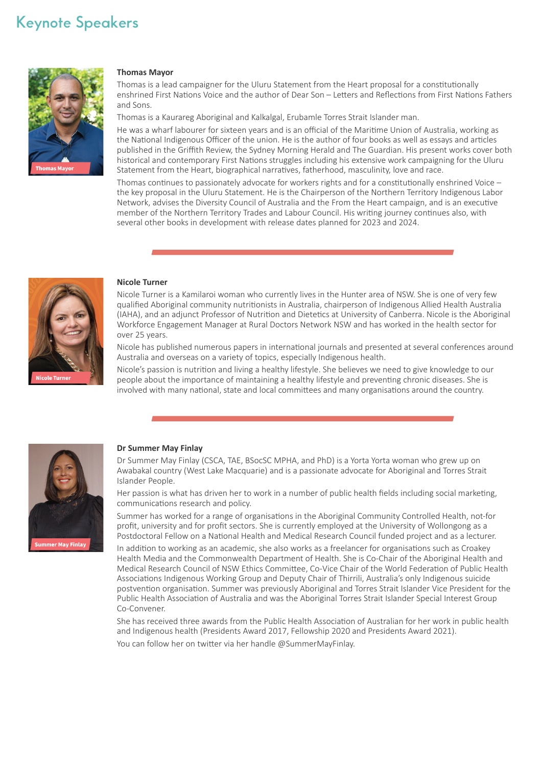# Keynote Speakers

### Thomas Mayor

Thomas is a lead campaigner for the Uluru Statement from the Heart proposal for a constitutionally enshrined First Nations Voice and the author of Dear Son – Letters and Reflections from First Nations Fathers and Sons.

Thomas is a Kaurareg Aboriginal and Kalkalgal, Erubamle Torres Strait Islander man.

He was a wharf labourer for sixteen years and is an official of the Maritime Union of Australia, working as the National Indigenous Officer of the union. He is the author of four books as well as essays and articles published in the Griffith Review, the Sydney Morning Herald and The Guardian. His present works cover both historical and contemporary First Nations struggles including his extensive work campaigning for the Uluru Statement from the Heart, biographical narratives, fatherhood, masculinity, love and race.

Thomas continues to passionately advocate for workers rights and for a constitutionally enshrined Voice – the key proposal in the Uluru Statement. He is the Chairperson of the Northern Territory Indigenous Labor Network, advises the Diversity Council of Australia and the From the Heart campaign, and is an executive member of the Northern Territory Trades and Labour Council. His writing journey continues also, with several other books in development with release dates planned for 2023 and 2024.

### Nicole Turner

Nicole Turner is a Kamilaroi woman who currently lives in the Hunter area of NSW. She is one of very few qualified Aboriginal community nutritionists in Australia, chairperson of Indigenous Allied Health Australia (IAHA), and an adjunct Professor of Nutrition and Dietetics at University of Canberra. Nicole is the Aboriginal Workforce Engagement Manager at Rural Doctors Network NSW and has worked in the health sector for over 25 years.

Nicole has published numerous papers in international journals and presented at several conferences around Australia and overseas on a variety of topics, especially Indigenous health.

Nicole's passion is nutrition and living a healthy lifestyle. She believes we need to give knowledge to our people about the importance of maintaining a healthy lifestyle and preventing chronic diseases. She is involved with many national, state and local committees and many organisations around the country.

### Dr Summer May Finlay

Dr Summer May Finlay (CSCA, TAE, BSocSC MPHA, and PhD) is a Yorta Yorta woman who grew up on Awabakal country (West Lake Macquarie) and is a passionate advocate for Aboriginal and Torres Strait Islander People.

Her passion is what has driven her to work in a number of public health fields including social marketing, communications research and policy.

Summer has worked for a range of organisations in the Aboriginal Community Controlled Health, not-for profit, university and for profit sectors. She is currently employed at the University of Wollongong as a Postdoctoral Fellow on a National Health and Medical Research Council funded project and as a lecturer.

In addition to working as an academic, she also works as a freelancer for organisations such as Croakey Health Media and the Commonwealth Department of Health. She is Co-Chair of the Aboriginal Health and Medical Research Council of NSW Ethics Committee, Co-Vice Chair of the World Federation of Public Health Associations Indigenous Working Group and Deputy Chair of Thirrili, Australia's only Indigenous suicide postvention organisation. Summer was previously Aboriginal and Torres Strait Islander Vice President for the Public Health Association of Australia and was the Aboriginal Torres Strait Islander Special Interest Group Co-Convener.

She has received three awards from the Public Health Association of Australian for her work in public health and Indigenous health (Presidents Award 2017, Fellowship 2020 and Presidents Award 2021).

You can follow her on twitter via her handle @SummerMayFinlay.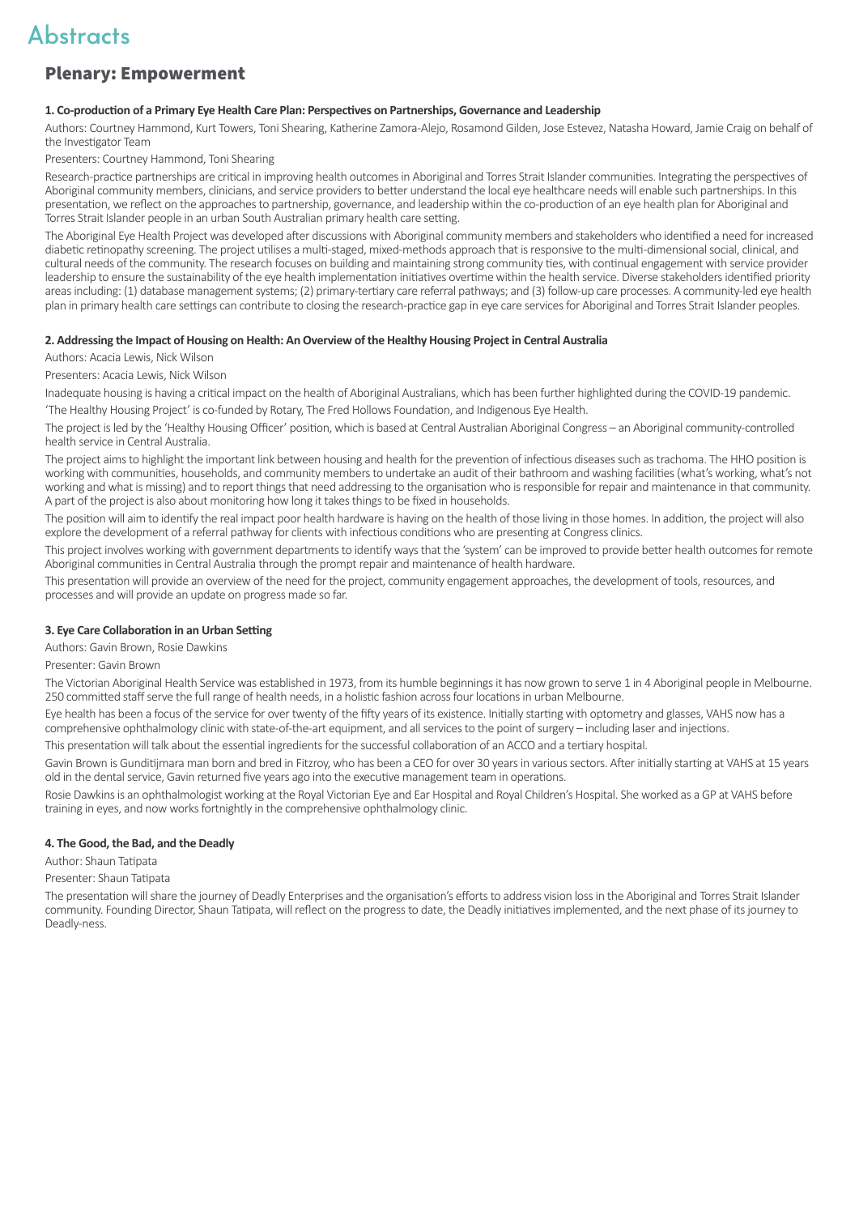# Abstracts

## Plenary: Empowerment

**1. Co-production of a Primary Eye Health Care Plan: Perspectives on Partnerships, Governance and Leadership**

Authors: Courtney Hammond, Kurt Towers, Toni Shearing, Katherine Zamora-Alejo, Rosamond Gilden, Jose Estevez, Natasha Howard, Jamie Craig on behalf of the Investigator Team

Presenters: Courtney Hammond, Toni Shearing

Research-practice partnerships are critical in improving health outcomes in Aboriginal and Torres Strait Islander communities. Integrating the perspectives of Aboriginal community members, clinicians, and service providers to better understand the local eye healthcare needs will enable such partnerships. In this presentation, we reflect on the approaches to partnership, governance, and leadership within the co-production of an eye health plan for Aboriginal and Torres Strait Islander people in an urban South Australian primary health care setting.

The Aboriginal Eye Health Project was developed after discussions with Aboriginal community members and stakeholders who identified a need for increased diabetic retinopathy screening. The project utilises a multi-staged, mixed-methods approach that is responsive to the multi-dimensional social, clinical, and cultural needs of the community. The research focuses on building and maintaining strong community ties, with continual engagement with service provider leadership to ensure the sustainability of the eye health implementation initiatives overtime within the health service. Diverse stakeholders identified priority areas including: (1) database management systems; (2) primary-tertiary care referral pathways; and (3) follow-up care processes. A community-led eye health plan in primary health care settings can contribute to closing the research-practice gap in eye care services for Aboriginal and Torres Strait Islander peoples.

**2. Addressing the Impact of Housing on Health: An Overview of the Healthy Housing Project in Central Australia**

Authors: Acacia Lewis, Nick Wilson

Presenters: Acacia Lewis, Nick Wilson

Inadequate housing is having a critical impact on the health of Aboriginal Australians, which has been further highlighted during the COVID-19 pandemic. 'The Healthy Housing Project' is co-funded by Rotary, The Fred Hollows Foundation, and Indigenous Eye Health.

The project is led by the 'Healthy Housing Officer' position, which is based at Central Australian Aboriginal Congress – an Aboriginal community-controlled health service in Central Australia.

The project aims to highlight the important link between housing and health for the prevention of infectious diseases such as trachoma. The HHO position is working with communities, households, and community members to undertake an audit of their bathroom and washing facilities (what's working, what's not working and what is missing) and to report things that need addressing to the organisation who is responsible for repair and maintenance in that community. A part of the project is also about monitoring how long it takes things to be fixed in households.

The position will aim to identify the real impact poor health hardware is having on the health of those living in those homes. In addition, the project will also explore the development of a referral pathway for clients with infectious conditions who are presenting at Congress clinics.

This project involves working with government departments to identify ways that the 'system' can be improved to provide better health outcomes for remote Aboriginal communities in Central Australia through the prompt repair and maintenance of health hardware.

This presentation will provide an overview of the need for the project, community engagement approaches, the development of tools, resources, and processes and will provide an update on progress made so far.

**3. Eye Care Collaboration in an Urban Setting**

Authors: Gavin Brown, Rosie Dawkins

Presenter: Gavin Brown

The Victorian Aboriginal Health Service was established in 1973, from its humble beginnings it has now grown to serve 1 in 4 Aboriginal people in Melbourne. 250 committed staff serve the full range of health needs, in a holistic fashion across four locations in urban Melbourne.

Eye health has been a focus of the service for over twenty of the fifty years of its existence. Initially starting with optometry and glasses, VAHS now has a comprehensive ophthalmology clinic with state-of-the-art equipment, and all services to the point of surgery – including laser and injections.

This presentation will talk about the essential ingredients for the successful collaboration of an ACCO and a tertiary hospital.

Gavin Brown is Gunditjmara man born and bred in Fitzroy, who has been a CEO for over 30 years in various sectors. After initially starting at VAHS at 15 years old in the dental service, Gavin returned five years ago into the executive management team in operations.

Rosie Dawkins is an ophthalmologist working at the Royal Victorian Eye and Ear Hospital and Royal Children's Hospital. She worked as a GP at VAHS before training in eyes, and now works fortnightly in the comprehensive ophthalmology clinic.

**4. The Good, the Bad, and the Deadly**

Author: Shaun Tatipata

Presenter: Shaun Tatipata

The presentation will share the journey of Deadly Enterprises and the organisation's efforts to address vision loss in the Aboriginal and Torres Strait Islander community. Founding Director, Shaun Tatipata, will reflect on the progress to date, the Deadly initiatives implemented, and the next phase of its journey to Deadly-ness.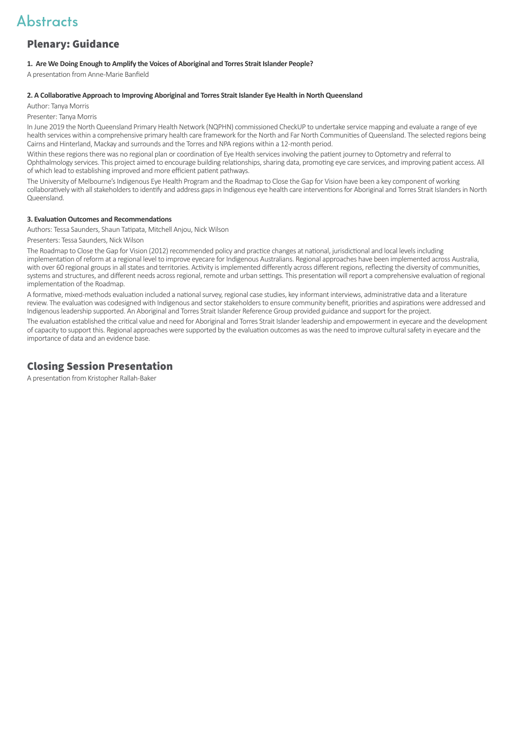# Abstracts

## Plenary: Guidance

**1. Are We Doing Enough to Amplify the Voices of Aboriginal and Torres Strait Islander People?**

A presentation from Anne-Marie Banfield

**2. A Collaborative Approach to Improving Aboriginal and Torres Strait Islander Eye Health in North Queensland**

Author: Tanya Morris

Presenter: Tanya Morris

In June 2019 the North Queensland Primary Health Network (NQPHN) commissioned CheckUP to undertake service mapping and evaluate a range of eye health services within a comprehensive primary health care framework for the North and Far North Communities of Queensland. The selected regions being Cairns and Hinterland, Mackay and surrounds and the Torres and NPA regions within a 12-month period.

Within these regions there was no regional plan or coordination of Eye Health services involving the patient journey to Optometry and referral to Ophthalmology services. This project aimed to encourage building relationships, sharing data, promoting eye care services, and improving patient access. All of which lead to establishing improved and more efficient patient pathways.

The University of Melbourne's Indigenous Eye Health Program and the Roadmap to Close the Gap for Vision have been a key component of working collaboratively with all stakeholders to identify and address gaps in Indigenous eye health care interventions for Aboriginal and Torres Strait Islanders in North Queensland.

**3. Evaluation Outcomes and Recommendations**

Authors: Tessa Saunders, Shaun Tatipata, Mitchell Anjou, Nick Wilson

Presenters: Tessa Saunders, Nick Wilson

The Roadmap to Close the Gap for Vision (2012) recommended policy and practice changes at national, jurisdictional and local levels including implementation of reform at a regional level to improve eyecare for Indigenous Australians. Regional approaches have been implemented across Australia, with over 60 regional groups in all states and territories. Activity is implemented differently across different regions, reflecting the diversity of communities, systems and structures, and different needs across regional, remote and urban settings. This presentation will report a comprehensive evaluation of regional implementation of the Roadmap.

A formative, mixed-methods evaluation included a national survey, regional case studies, key informant interviews, administrative data and a literature review. The evaluation was codesigned with Indigenous and sector stakeholders to ensure community benefit, priorities and aspirations were addressed and Indigenous leadership supported. An Aboriginal and Torres Strait Islander Reference Group provided guidance and support for the project.

The evaluation established the critical value and need for Aboriginal and Torres Strait Islander leadership and empowerment in eyecare and the development of capacity to support this. Regional approaches were supported by the evaluation outcomes as was the need to improve cultural safety in eyecare and the importance of data and an evidence base.

## Closing Session Presentation

A presentation from Kristopher Rallah-Baker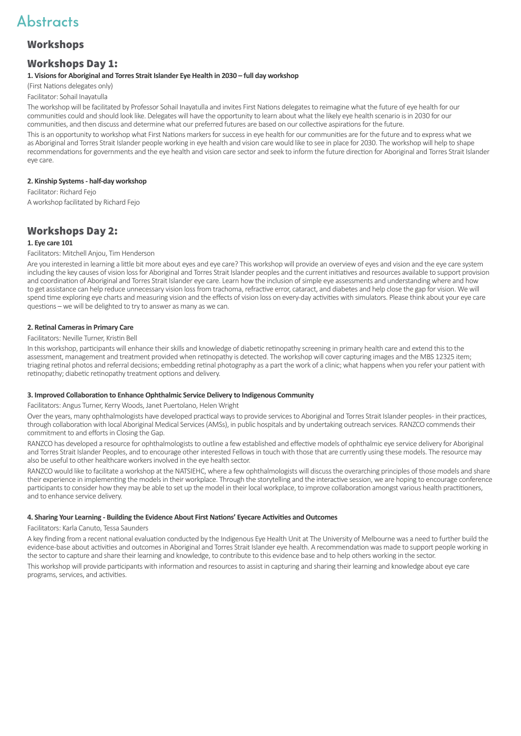# Abstracts

## Workshops

## Workshops Day 1:

### 1. Visions for Aboriginal and Torres Strait Islander Eye Health in 2030 – full day workshop

(First Nations delegates only)

Facilitator: Sohail Inayatulla

The workshop will be facilitated by Professor Sohail Inayatulla and invites First Nations delegates to reimagine what the future of eye health for our communities could and should look like. Delegates will have the opportunity to learn about what the likely eye health scenario is in 2030 for our communities, and then discuss and determine what our preferred futures are based on our collective aspirations for the future.

This is an opportunity to workshop what First Nations markers for success in eye health for our communities are for the future and to express what we as Aboriginal and Torres Strait Islander people working in eye health and vision care would like to see in place for 2030. The workshop will help to shape recommendations for governments and the eye health and vision care sector and seek to inform the future direction for Aboriginal and Torres Strait Islander eye care.

### 2. Kinship Systems - half-day workshop

Facilitator: Richard Fejo

A workshop facilitated by Richard Fejo

## Workshops Day 2:

### 1. Eye care 101

Facilitators: Mitchell Anjou, Tim Henderson

Are you interested in learning a little bit more about eyes and eye care? This workshop will provide an overview of eyes and vision and the eye care system including the key causes of vision loss for Aboriginal and Torres Strait Islander peoples and the current initiatives and resources available to support provision and coordination of Aboriginal and Torres Strait Islander eye care. Learn how the inclusion of simple eye assessments and understanding where and how to get assistance can help reduce unnecessary vision loss from trachoma, refractive error, cataract, and diabetes and help close the gap for vision. We will spend time exploring eye charts and measuring vision and the effects of vision loss on every-day activities with simulators. Please think about your eye care questions – we will be delighted to try to answer as many as we can.

### 2. Retinal Cameras in Primary Care

Facilitators: Neville Turner, Kristin Bell

In this workshop, participants will enhance their skills and knowledge of diabetic retinopathy screening in primary health care and extend this to the assessment, management and treatment provided when retinopathy is detected. The workshop will cover capturing images and the MBS 12325 item; triaging retinal photos and referral decisions; embedding retinal photography as a part the work of a clinic; what happens when you refer your patient with retinopathy; diabetic retinopathy treatment options and delivery.

### 3. Improved Collaboration to Enhance Ophthalmic Service Delivery to Indigenous Community

Facilitators: Angus Turner, Kerry Woods, Janet Puertolano, Helen Wright

Over the years, many ophthalmologists have developed practical ways to provide services to Aboriginal and Torres Strait Islander peoples- in their practices, through collaboration with local Aboriginal Medical Services (AMSs), in public hospitals and by undertaking outreach services. RANZCO commends their commitment to and efforts in Closing the Gap.

RANZCO has developed a resource for ophthalmologists to outline a few established and effective models of ophthalmic eye service delivery for Aboriginal and Torres Strait Islander Peoples, and to encourage other interested Fellows in touch with those that are currently using these models. The resource may also be useful to other healthcare workers involved in the eye health sector.

RANZCO would like to facilitate a workshop at the NATSIEHC, where a few ophthalmologists will discuss the overarching principles of those models and share their experience in implementing the models in their workplace. Through the storytelling and the interactive session, we are hoping to encourage conference participants to consider how they may be able to set up the model in their local workplace, to improve collaboration amongst various health practitioners, and to enhance service delivery.

### 4. Sharing Your Learning - Building the Evidence About First Nations' Eyecare Activities and Outcomes

Facilitators: Karla Canuto, Tessa Saunders

A key finding from a recent national evaluation conducted by the Indigenous Eye Health Unit at The University of Melbourne was a need to further build the evidence-base about activities and outcomes in Aboriginal and Torres Strait Islander eye health. A recommendation was made to support people working in the sector to capture and share their learning and knowledge, to contribute to this evidence base and to help others working in the sector.

This workshop will provide participants with information and resources to assist in capturing and sharing their learning and knowledge about eye care programs, services, and activities.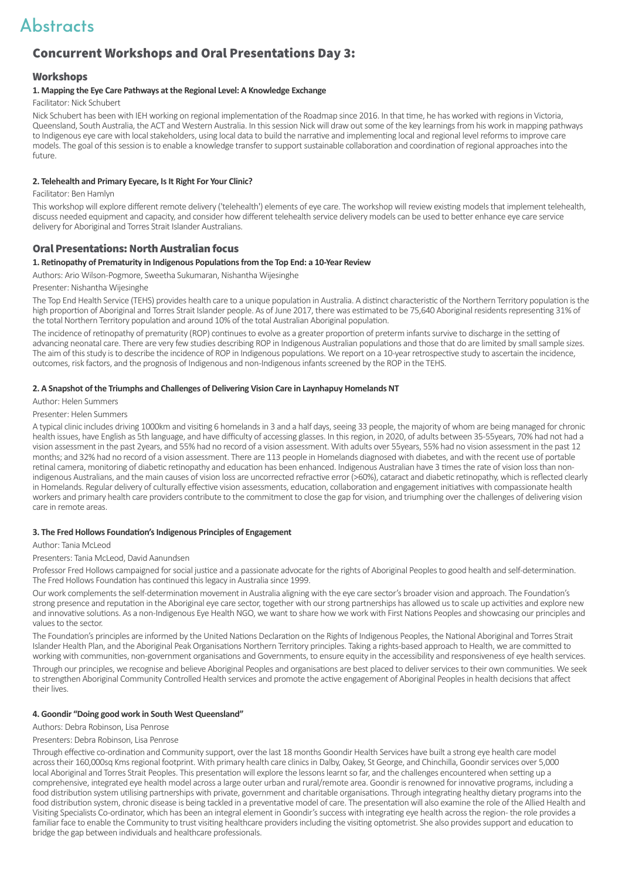# Abstracts

## Concurrent Workshops and Oral Presentations Day 3:

### Workshops

**1. Mapping the Eye Care Pathways at the Regional Level: A Knowledge Exchange**

Facilitator: Nick Schubert

Nick Schubert has been with IEH working on regional implementation of the Roadmap since 2016. In that time, he has worked with regions in Victoria, Queensland, South Australia, the ACT and Western Australia. In this session Nick will draw out some of the key learnings from his work in mapping pathways to Indigenous eye care with local stakeholders, using local data to build the narrative and implementing local and regional level reforms to improve care models. The goal of this session is to enable a knowledge transfer to support sustainable collaboration and coordination of regional approaches into the future.

**2. Telehealth and Primary Eyecare, Is It Right For Your Clinic?**

Facilitator: Ben Hamlyn

This workshop will explore different remote delivery ('telehealth') elements of eye care. The workshop will review existing models that implement telehealth, discuss needed equipment and capacity, and consider how different telehealth service delivery models can be used to better enhance eye care service delivery for Aboriginal and Torres Strait Islander Australians.

### Oral Presentations: North Australian focus

**1. Retinopathy of Prematurity in Indigenous Populations from the Top End: a 10-Year Review**

Authors: Ario Wilson-Pogmore, Sweetha Sukumaran, Nishantha Wijesinghe

Presenter: Nishantha Wijesinghe

The Top End Health Service (TEHS) provides health care to a unique population in Australia. A distinct characteristic of the Northern Territory population is the high proportion of Aboriginal and Torres Strait Islander people. As of June 2017, there was estimated to be 75,640 Aboriginal residents representing 31% of the total Northern Territory population and around 10% of the total Australian Aboriginal population.

The incidence of retinopathy of prematurity (ROP) continues to evolve as a greater proportion of preterm infants survive to discharge in the setting of advancing neonatal care. There are very few studies describing ROP in Indigenous Australian populations and those that do are limited by small sample sizes. The aim of this study is to describe the incidence of ROP in Indigenous populations. We report on a 10-year retrospective study to ascertain the incidence, outcomes, risk factors, and the prognosis of Indigenous and non-Indigenous infants screened by the ROP in the TEHS.

**2. A Snapshot of the Triumphs and Challenges of Delivering Vision Care in Laynhapuy Homelands NT**

Author: Helen Summers

Presenter: Helen Summers

A typical clinic includes driving 1000km and visiting 6 homelands in 3 and a half days, seeing 33 people, the majority of whom are being managed for chronic health issues, have English as 5th language, and have difficulty of accessing glasses. In this region, in 2020, of adults between 35-55years, 70% had not had a vision assessment in the past 2years, and 55% had no record of a vision assessment. With adults over 55years, 55% had no vision assessment in the past 12 months; and 32% had no record of a vision assessment. There are 113 people in Homelands diagnosed with diabetes, and with the recent use of portable retinal camera, monitoring of diabetic retinopathy and education has been enhanced. Indigenous Australian have 3 times the rate of vision loss than non-indigenous Australians, and the main causes of vision loss are uncorrected refractive error (>60%), cataract and diabetic retinopathy, which is reflected clearly in Homelands. Regular delivery of culturally effective vision assessments, education, collaboration and engagement initiatives with compassionate health workers and primary health care providers contribute to the commitment to close the gap for vision, and triumphing over the challenges of delivering vision care in remote areas.

**3. The Fred Hollows Foundation's Indigenous Principles of Engagement**

Author: Tania McLeod

Presenters: Tania McLeod, David Aanundsen

Professor Fred Hollows campaigned for social justice and a passionate advocate for the rights of Aboriginal Peoples to good health and self-determination. The Fred Hollows Foundation has continued this legacy in Australia since 1999.

Our work complements the self-determination movement in Australia aligning with the eye care sector's broader vision and approach. The Foundation's strong presence and reputation in the Aboriginal eye care sector, together with our strong partnerships has allowed us to scale up activities and explore new and innovative solutions. As a non-Indigenous Eye Health NGO, we want to share how we work with First Nations Peoples and showcasing our principles and values to the sector.

The Foundation's principles are informed by the United Nations Declaration on the Rights of Indigenous Peoples, the National Aboriginal and Torres Strait Islander Health Plan, and the Aboriginal Peak Organisations Northern Territory principles. Taking a rights-based approach to Health, we are committed to working with communities, non-government organisations and Governments, to ensure equity in the accessibility and responsiveness of eye health services.

Through our principles, we recognise and believe Aboriginal Peoples and organisations are best placed to deliver services to their own communities. We seek to strengthen Aboriginal Community Controlled Health services and promote the active engagement of Aboriginal Peoples in health decisions that affect their lives.

**4. Goondir "Doing good work in South West Queensland"**

Authors: Debra Robinson, Lisa Penrose

Presenters: Debra Robinson, Lisa Penrose

Through effective co-ordination and Community support, over the last 18 months Goondir Health Services have built a strong eye health care model across their 160,000sq Kms regional footprint. With primary health care clinics in Dalby, Oakey, St George, and Chinchilla, Goondir services over 5,000 local Aboriginal and Torres Strait Peoples. This presentation will explore the lessons learnt so far, and the challenges encountered when setting up a comprehensive, integrated eye health model across a large outer urban and rural/remote area. Goondir is renowned for innovative programs, including a food distribution system utilising partnerships with private, government and charitable organisations. Through integrating healthy dietary programs into the food distribution system, chronic disease is being tackled in a preventative model of care. The presentation will also examine the role of the Allied Health and Visiting Specialists Co-ordinator, which has been an integral element in Goondir's success with integrating eye health across the region- the role provides a familiar face to enable the Community to trust visiting healthcare providers including the visiting optometrist. She also provides support and education to bridge the gap between individuals and healthcare professionals.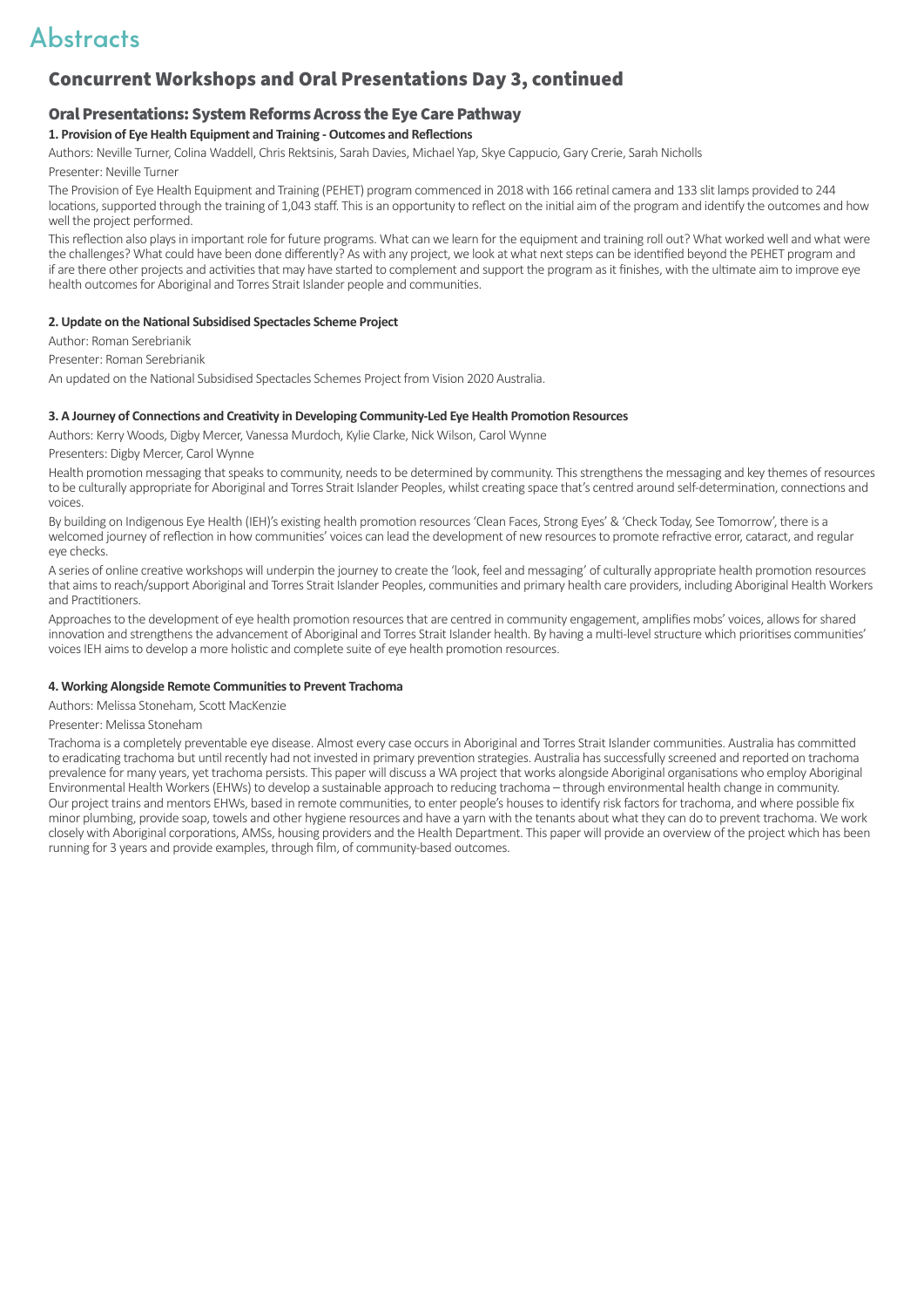# Abstracts

## Concurrent Workshops and Oral Presentations Day 3, continued

### Oral Presentations: System Reforms Across the Eye Care Pathway

**1. Provision of Eye Health Equipment and Training - Outcomes and Reflections**

Authors: Neville Turner, Colina Waddell, Chris Rektsinis, Sarah Davies, Michael Yap, Skye Cappucio, Gary Crerie, Sarah Nicholls

Presenter: Neville Turner

The Provision of Eye Health Equipment and Training (PEHET) program commenced in 2018 with 166 retinal camera and 133 slit lamps provided to 244 locations, supported through the training of 1,043 staff. This is an opportunity to reflect on the initial aim of the program and identify the outcomes and how well the project performed.

This reflection also plays in important role for future programs. What can we learn for the equipment and training roll out? What worked well and what were the challenges? What could have been done differently? As with any project, we look at what next steps can be identified beyond the PEHET program and if are there other projects and activities that may have started to complement and support the program as it finishes, with the ultimate aim to improve eye health outcomes for Aboriginal and Torres Strait Islander people and communities.

**2. Update on the National Subsidised Spectacles Scheme Project**

Author: Roman Serebrianik

Presenter: Roman Serebrianik

An updated on the National Subsidised Spectacles Schemes Project from Vision 2020 Australia.

**3. A Journey of Connections and Creativity in Developing Community-Led Eye Health Promotion Resources**

Authors: Kerry Woods, Digby Mercer, Vanessa Murdoch, Kylie Clarke, Nick Wilson, Carol Wynne

Presenters: Digby Mercer, Carol Wynne

Health promotion messaging that speaks to community, needs to be determined by community. This strengthens the messaging and key themes of resources to be culturally appropriate for Aboriginal and Torres Strait Islander Peoples, whilst creating space that's centred around self-determination, connections and voices.

By building on Indigenous Eye Health (IEH)'s existing health promotion resources 'Clean Faces, Strong Eyes' & 'Check Today, See Tomorrow', there is a welcomed journey of reflection in how communities' voices can lead the development of new resources to promote refractive error, cataract, and regular eye checks.

A series of online creative workshops will underpin the journey to create the 'look, feel and messaging' of culturally appropriate health promotion resources that aims to reach/support Aboriginal and Torres Strait Islander Peoples, communities and primary health care providers, including Aboriginal Health Workers and Practitioners.

Approaches to the development of eye health promotion resources that are centred in community engagement, amplifies mobs' voices, allows for shared innovation and strengthens the advancement of Aboriginal and Torres Strait Islander health. By having a multi-level structure which prioritises communities' voices IEH aims to develop a more holistic and complete suite of eye health promotion resources.

**4. Working Alongside Remote Communities to Prevent Trachoma**

Authors: Melissa Stoneham, Scott MacKenzie

Presenter: Melissa Stoneham

Trachoma is a completely preventable eye disease. Almost every case occurs in Aboriginal and Torres Strait Islander communities. Australia has committed to eradicating trachoma but until recently had not invested in primary prevention strategies. Australia has successfully screened and reported on trachoma prevalence for many years, yet trachoma persists. This paper will discuss a WA project that works alongside Aboriginal organisations who employ Aboriginal Environmental Health Workers (EHWs) to develop a sustainable approach to reducing trachoma – through environmental health change in community. Our project trains and mentors EHWs, based in remote communities, to enter people's houses to identify risk factors for trachoma, and where possible fix minor plumbing, provide soap, towels and other hygiene resources and have a yarn with the tenants about what they can do to prevent trachoma. We work closely with Aboriginal corporations, AMSs, housing providers and the Health Department. This paper will provide an overview of the project which has been running for 3 years and provide examples, through film, of community-based outcomes.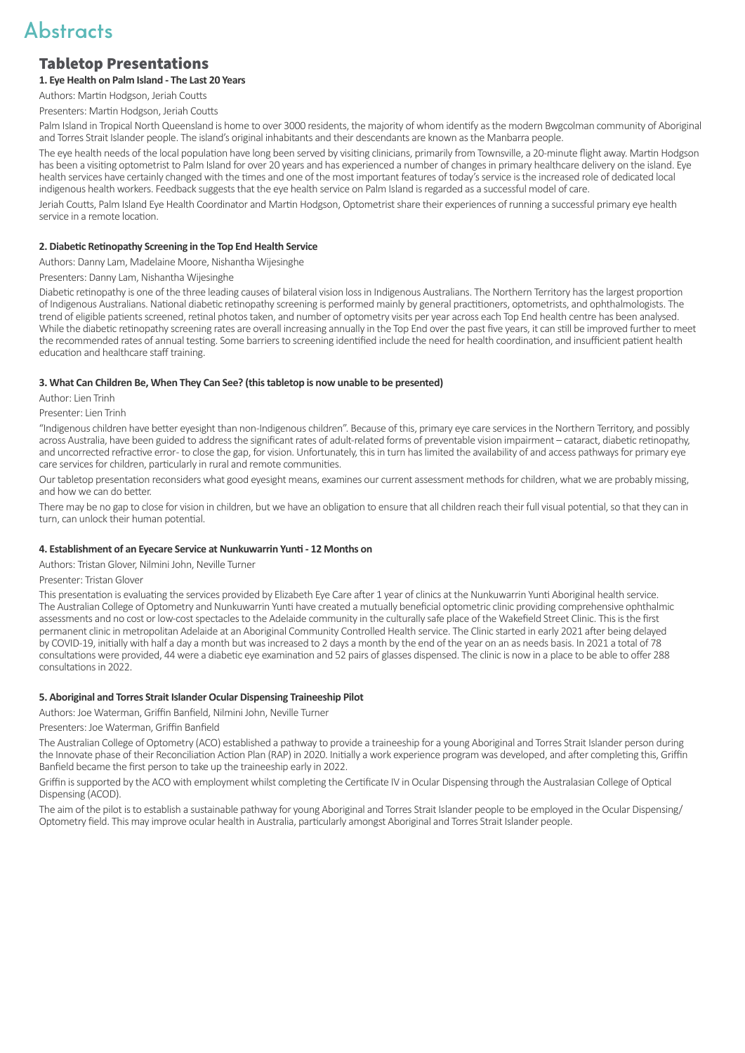# Abstracts

## Tabletop Presentations

**1. Eye Health on Palm Island - The Last 20 Years**

Authors: Martin Hodgson, Jeriah Coutts

Presenters: Martin Hodgson, Jeriah Coutts

Palm Island in Tropical North Queensland is home to over 3000 residents, the majority of whom identify as the modern Bwgcolman community of Aboriginal and Torres Strait Islander people. The island's original inhabitants and their descendants are known as the Manbarra people.

The eye health needs of the local population have long been served by visiting clinicians, primarily from Townsville, a 20-minute flight away. Martin Hodgson has been a visiting optometrist to Palm Island for over 20 years and has experienced a number of changes in primary healthcare delivery on the island. Eye health services have certainly changed with the times and one of the most important features of today's service is the increased role of dedicated local indigenous health workers. Feedback suggests that the eye health service on Palm Island is regarded as a successful model of care.

Jeriah Coutts, Palm Island Eye Health Coordinator and Martin Hodgson, Optometrist share their experiences of running a successful primary eye health service in a remote location.

**2. Diabetic Retinopathy Screening in the Top End Health Service**

Authors: Danny Lam, Madelaine Moore, Nishantha Wijesinghe

Presenters: Danny Lam, Nishantha Wijesinghe

Diabetic retinopathy is one of the three leading causes of bilateral vision loss in Indigenous Australians. The Northern Territory has the largest proportion of Indigenous Australians. National diabetic retinopathy screening is performed mainly by general practitioners, optometrists, and ophthalmologists. The trend of eligible patients screened, retinal photos taken, and number of optometry visits per year across each Top End health centre has been analysed. While the diabetic retinopathy screening rates are overall increasing annually in the Top End over the past five years, it can still be improved further to meet the recommended rates of annual testing. Some barriers to screening identified include the need for health coordination, and insufficient patient health education and healthcare staff training.

**3. What Can Children Be, When They Can See? (this tabletop is now unable to be presented)**

Author: Lien Trinh

Presenter: Lien Trinh

"Indigenous children have better eyesight than non-Indigenous children". Because of this, primary eye care services in the Northern Territory, and possibly across Australia, have been guided to address the significant rates of adult-related forms of preventable vision impairment – cataract, diabetic retinopathy, and uncorrected refractive error- to close the gap, for vision. Unfortunately, this in turn has limited the availability of and access pathways for primary eye care services for children, particularly in rural and remote communities.

Our tabletop presentation reconsiders what good eyesight means, examines our current assessment methods for children, what we are probably missing, and how we can do better.

There may be no gap to close for vision in children, but we have an obligation to ensure that all children reach their full visual potential, so that they can in turn, can unlock their human potential.

**4. Establishment of an Eyecare Service at Nunkuwarrin Yunti - 12 Months on**

Authors: Tristan Glover, Nilmini John, Neville Turner

Presenter: Tristan Glover

This presentation is evaluating the services provided by Elizabeth Eye Care after 1 year of clinics at the Nunkuwarrin Yunti Aboriginal health service. The Australian College of Optometry and Nunkuwarrin Yunti have created a mutually beneficial optometric clinic providing comprehensive ophthalmic assessments and no cost or low-cost spectacles to the Adelaide community in the culturally safe place of the Wakefield Street Clinic. This is the first permanent clinic in metropolitan Adelaide at an Aboriginal Community Controlled Health service. The Clinic started in early 2021 after being delayed by COVID-19, initially with half a day a month but was increased to 2 days a month by the end of the year on an as needs basis. In 2021 a total of 78 consultations were provided, 44 were a diabetic eye examination and 52 pairs of glasses dispensed. The clinic is now in a place to be able to offer 288 consultations in 2022.

**5. Aboriginal and Torres Strait Islander Ocular Dispensing Traineeship Pilot**

Authors: Joe Waterman, Griffin Banfield, Nilmini John, Neville Turner

Presenters: Joe Waterman, Griffin Banfield

The Australian College of Optometry (ACO) established a pathway to provide a traineeship for a young Aboriginal and Torres Strait Islander person during the Innovate phase of their Reconciliation Action Plan (RAP) in 2020. Initially a work experience program was developed, and after completing this, Griffin Banfield became the first person to take up the traineeship early in 2022.

Griffin is supported by the ACO with employment whilst completing the Certificate IV in Ocular Dispensing through the Australasian College of Optical Dispensing (ACOD).

The aim of the pilot is to establish a sustainable pathway for young Aboriginal and Torres Strait Islander people to be employed in the Ocular Dispensing/ Optometry field. This may improve ocular health in Australia, particularly amongst Aboriginal and Torres Strait Islander people.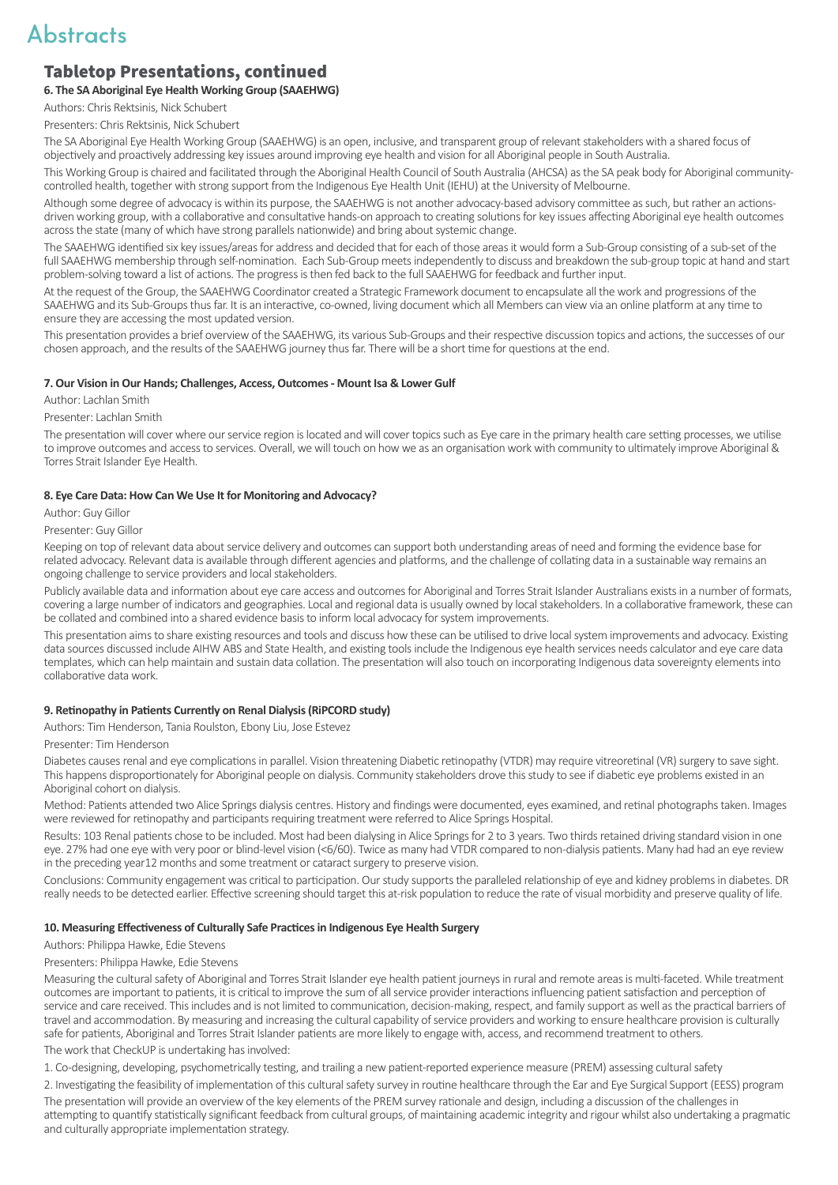# Abstracts

## Tabletop Presentations, continued

### 6. The SA Aboriginal Eye Health Working Group (SAAEHWG)

Authors: Chris Rektsinis, Nick Schubert

Presenters: Chris Rektsinis, Nick Schubert

The SA Aboriginal Eye Health Working Group (SAAEHWG) is an open, inclusive, and transparent group of relevant stakeholders with a shared focus of objectively and proactively addressing key issues around improving eye health and vision for all Aboriginal people in South Australia.

This Working Group is chaired and facilitated through the Aboriginal Health Council of South Australia (AHCSA) as the SA peak body for Aboriginal community-controlled health, together with strong support from the Indigenous Eye Health Unit (IEHU) at the University of Melbourne.

Although some degree of advocacy is within its purpose, the SAAEHWG is not another advocacy-based advisory committee as such, but rather an actions-driven working group, with a collaborative and consultative hands-on approach to creating solutions for key issues affecting Aboriginal eye health outcomes across the state (many of which have strong parallels nationwide) and bring about systemic change.

The SAAEHWG identified six key issues/areas for address and decided that for each of those areas it would form a Sub-Group consisting of a sub-set of the full SAAEHWG membership through self-nomination. Each Sub-Group meets independently to discuss and breakdown the sub-group topic at hand and start problem-solving toward a list of actions. The progress is then fed back to the full SAAEHWG for feedback and further input.

At the request of the Group, the SAAEHWG Coordinator created a Strategic Framework document to encapsulate all the work and progressions of the SAAEHWG and its Sub-Groups thus far. It is an interactive, co-owned, living document which all Members can view via an online platform at any time to ensure they are accessing the most updated version.

This presentation provides a brief overview of the SAAEHWG, its various Sub-Groups and their respective discussion topics and actions, the successes of our chosen approach, and the results of the SAAEHWG journey thus far. There will be a short time for questions at the end.

### 7. Our Vision in Our Hands; Challenges, Access, Outcomes - Mount Isa & Lower Gulf

Author: Lachlan Smith

Presenter: Lachlan Smith

The presentation will cover where our service region is located and will cover topics such as Eye care in the primary health care setting processes, we utilise to improve outcomes and access to services. Overall, we will touch on how we as an organisation work with community to ultimately improve Aboriginal & Torres Strait Islander Eye Health.

### 8. Eye Care Data: How Can We Use It for Monitoring and Advocacy?

Author: Guy Gillor

Presenter: Guy Gillor

Keeping on top of relevant data about service delivery and outcomes can support both understanding areas of need and forming the evidence base for related advocacy. Relevant data is available through different agencies and platforms, and the challenge of collating data in a sustainable way remains an ongoing challenge to service providers and local stakeholders.

Publicly available data and information about eye care access and outcomes for Aboriginal and Torres Strait Islander Australians exists in a number of formats, covering a large number of indicators and geographies. Local and regional data is usually owned by local stakeholders. In a collaborative framework, these can be collated and combined into a shared evidence basis to inform local advocacy for system improvements.

This presentation aims to share existing resources and tools and discuss how these can be utilised to drive local system improvements and advocacy. Existing data sources discussed include AIHW ABS and State Health, and existing tools include the Indigenous eye health services needs calculator and eye care data templates, which can help maintain and sustain data collation. The presentation will also touch on incorporating Indigenous data sovereignty elements into collaborative data work.

### 9. Retinopathy in Patients Currently on Renal Dialysis (RiPCORD study)

Authors: Tim Henderson, Tania Roulston, Ebony Liu, Jose Estevez

Presenter: Tim Henderson

Diabetes causes renal and eye complications in parallel. Vision threatening Diabetic retinopathy (VTDR) may require vitreoretinal (VR) surgery to save sight. This happens disproportionately for Aboriginal people on dialysis. Community stakeholders drove this study to see if diabetic eye problems existed in an Aboriginal cohort on dialysis.

Method: Patients attended two Alice Springs dialysis centres. History and findings were documented, eyes examined, and retinal photographs taken. Images were reviewed for retinopathy and participants requiring treatment were referred to Alice Springs Hospital.

Results: 103 Renal patients chose to be included. Most had been dialysing in Alice Springs for 2 to 3 years. Two thirds retained driving standard vision in one eye. 27% had one eye with very poor or blind-level vision (<6/60). Twice as many had VTDR compared to non-dialysis patients. Many had had an eye review in the preceding year12 months and some treatment or cataract surgery to preserve vision.

Conclusions: Community engagement was critical to participation. Our study supports the paralleled relationship of eye and kidney problems in diabetes. DR really needs to be detected earlier. Effective screening should target this at-risk population to reduce the rate of visual morbidity and preserve quality of life.

### 10. Measuring Effectiveness of Culturally Safe Practices in Indigenous Eye Health Surgery

Authors: Philippa Hawke, Edie Stevens

Presenters: Philippa Hawke, Edie Stevens

Measuring the cultural safety of Aboriginal and Torres Strait Islander eye health patient journeys in rural and remote areas is multi-faceted. While treatment outcomes are important to patients, it is critical to improve the sum of all service provider interactions influencing patient satisfaction and perception of service and care received. This includes and is not limited to communication, decision-making, respect, and family support as well as the practical barriers of travel and accommodation. By measuring and increasing the cultural capability of service providers and working to ensure healthcare provision is culturally safe for patients, Aboriginal and Torres Strait Islander patients are more likely to engage with, access, and recommend treatment to others.

The work that CheckUP is undertaking has involved:

1. Co-designing, developing, psychometrically testing, and trailing a new patient-reported experience measure (PREM) assessing cultural safety
2. Investigating the feasibility of implementation of this cultural safety survey in routine healthcare through the Ear and Eye Surgical Support (EESS) program

The presentation will provide an overview of the key elements of the PREM survey rationale and design, including a discussion of the challenges in attempting to quantify statistically significant feedback from cultural groups, of maintaining academic integrity and rigour whilst also undertaking a pragmatic and culturally appropriate implementation strategy.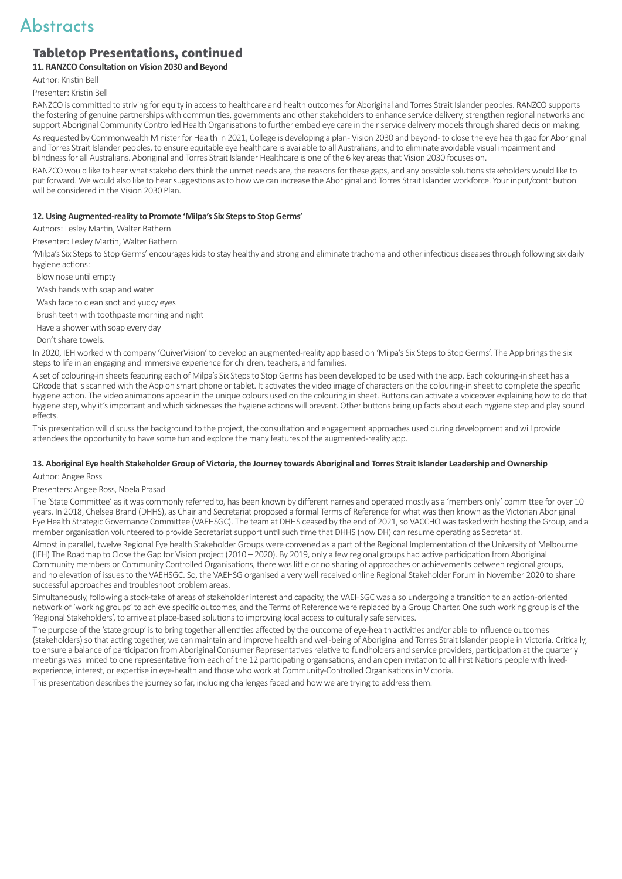# Abstracts

## Tabletop Presentations, continued

### 11. RANZCO Consultation on Vision 2030 and Beyond

Author: Kristin Bell

Presenter: Kristin Bell

RANZCO is committed to striving for equity in access to healthcare and health outcomes for Aboriginal and Torres Strait Islander peoples. RANZCO supports the fostering of genuine partnerships with communities, governments and other stakeholders to enhance service delivery, strengthen regional networks and support Aboriginal Community Controlled Health Organisations to further embed eye care in their service delivery models through shared decision making.

As requested by Commonwealth Minister for Health in 2021, College is developing a plan- Vision 2030 and beyond- to close the eye health gap for Aboriginal and Torres Strait Islander peoples, to ensure equitable eye healthcare is available to all Australians, and to eliminate avoidable visual impairment and blindness for all Australians. Aboriginal and Torres Strait Islander Healthcare is one of the 6 key areas that Vision 2030 focuses on.

RANZCO would like to hear what stakeholders think the unmet needs are, the reasons for these gaps, and any possible solutions stakeholders would like to put forward. We would also like to hear suggestions as to how we can increase the Aboriginal and Torres Strait Islander workforce. Your input/contribution will be considered in the Vision 2030 Plan.

### 12. Using Augmented-reality to Promote 'Milpa's Six Steps to Stop Germs'

Authors: Lesley Martin, Walter Bathern

Presenter: Lesley Martin, Walter Bathern

'Milpa's Six Steps to Stop Germs' encourages kids to stay healthy and strong and eliminate trachoma and other infectious diseases through following six daily hygiene actions:

- Blow nose until empty
- Wash hands with soap and water
- Wash face to clean snot and yucky eyes
- Brush teeth with toothpaste morning and night
- Have a shower with soap every day
- Don't share towels.

In 2020, IEH worked with company 'QuiverVision' to develop an augmented-reality app based on 'Milpa's Six Steps to Stop Germs'. The App brings the six steps to life in an engaging and immersive experience for children, teachers, and families.

A set of colouring-in sheets featuring each of Milpa's Six Steps to Stop Germs has been developed to be used with the app. Each colouring-in sheet has a QRcode that is scanned with the App on smart phone or tablet. It activates the video image of characters on the colouring-in sheet to complete the specific hygiene action. The video animations appear in the unique colours used on the colouring in sheet. Buttons can activate a voiceover explaining how to do that hygiene step, why it's important and which sicknesses the hygiene actions will prevent. Other buttons bring up facts about each hygiene step and play sound effects.

This presentation will discuss the background to the project, the consultation and engagement approaches used during development and will provide attendees the opportunity to have some fun and explore the many features of the augmented-reality app.

### 13. Aboriginal Eye health Stakeholder Group of Victoria, the Journey towards Aboriginal and Torres Strait Islander Leadership and Ownership

Author: Angee Ross

Presenters: Angee Ross, Noela Prasad

The 'State Committee' as it was commonly referred to, has been known by different names and operated mostly as a 'members only' committee for over 10 years. In 2018, Chelsea Brand (DHHS), as Chair and Secretariat proposed a formal Terms of Reference for what was then known as the Victorian Aboriginal Eye Health Strategic Governance Committee (VAEHSGC). The team at DHHS ceased by the end of 2021, so VACCHO was tasked with hosting the Group, and a member organisation volunteered to provide Secretariat support until such time that DHHS (now DH) can resume operating as Secretariat.

Almost in parallel, twelve Regional Eye health Stakeholder Groups were convened as a part of the Regional Implementation of the University of Melbourne (IEH) The Roadmap to Close the Gap for Vision project (2010 – 2020). By 2019, only a few regional groups had active participation from Aboriginal Community members or Community Controlled Organisations, there was little or no sharing of approaches or achievements between regional groups, and no elevation of issues to the VAEHSGC. So, the VAEHSG organised a very well received online Regional Stakeholder Forum in November 2020 to share successful approaches and troubleshoot problem areas.

Simultaneously, following a stock-take of areas of stakeholder interest and capacity, the VAEHSGC was also undergoing a transition to an action-oriented network of 'working groups' to achieve specific outcomes, and the Terms of Reference were replaced by a Group Charter. One such working group is of the 'Regional Stakeholders', to arrive at place-based solutions to improving local access to culturally safe services.

The purpose of the 'state group' is to bring together all entities affected by the outcome of eye-health activities and/or able to influence outcomes (stakeholders) so that acting together, we can maintain and improve health and well-being of Aboriginal and Torres Strait Islander people in Victoria. Critically, to ensure a balance of participation from Aboriginal Consumer Representatives relative to fundholders and service providers, participation at the quarterly meetings was limited to one representative from each of the 12 participating organisations, and an open invitation to all First Nations people with lived-experience, interest, or expertise in eye-health and those who work at Community-Controlled Organisations in Victoria.

This presentation describes the journey so far, including challenges faced and how we are trying to address them.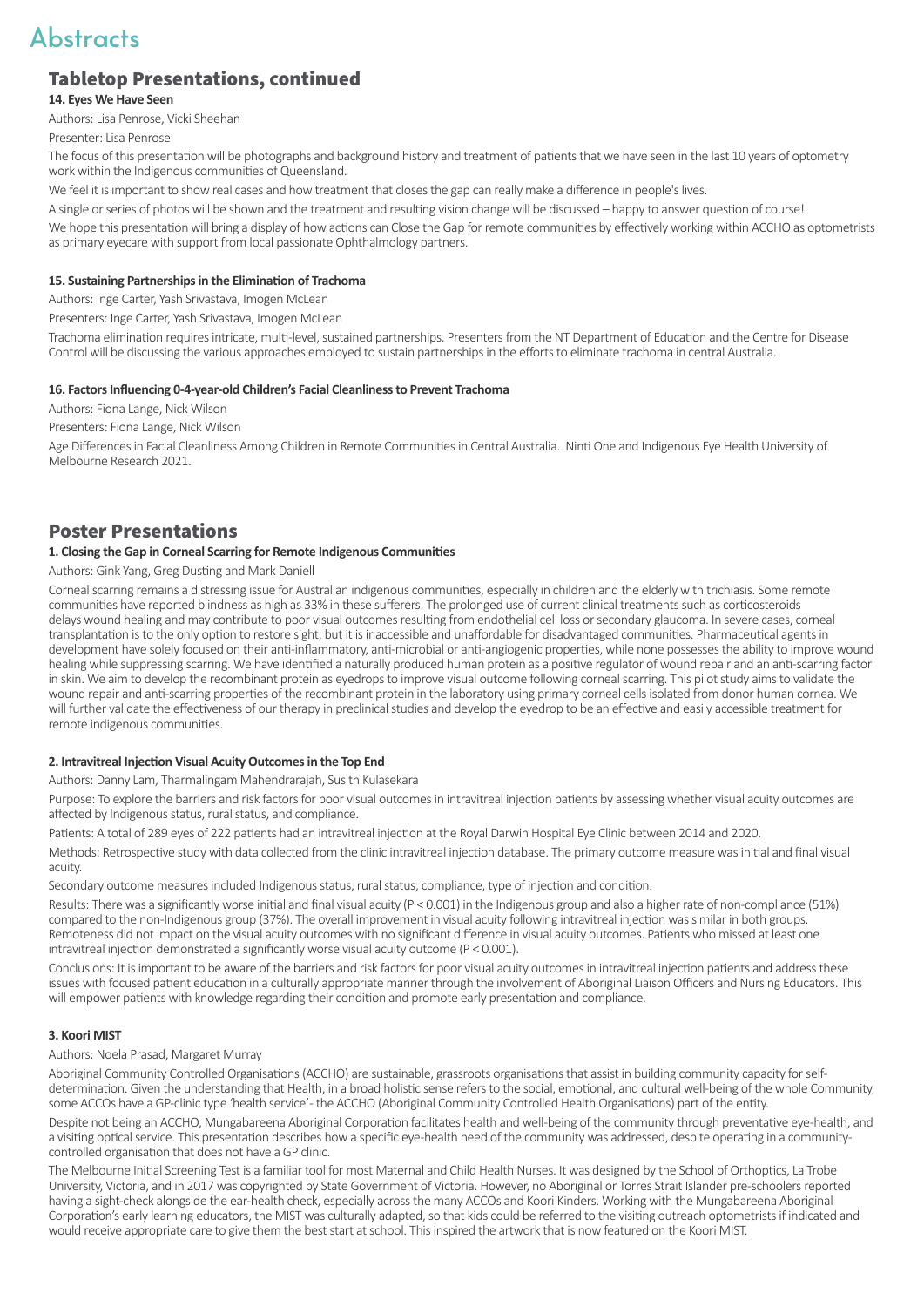# Abstracts

## Tabletop Presentations, continued

### 14. Eyes We Have Seen

Authors: Lisa Penrose, Vicki Sheehan

Presenter: Lisa Penrose

The focus of this presentation will be photographs and background history and treatment of patients that we have seen in the last 10 years of optometry work within the Indigenous communities of Queensland.

We feel it is important to show real cases and how treatment that closes the gap can really make a difference in people's lives.

A single or series of photos will be shown and the treatment and resulting vision change will be discussed – happy to answer question of course!

We hope this presentation will bring a display of how actions can Close the Gap for remote communities by effectively working within ACCHO as optometrists as primary eyecare with support from local passionate Ophthalmology partners.

### 15. Sustaining Partnerships in the Elimination of Trachoma

Authors: Inge Carter, Yash Srivastava, Imogen McLean

Presenters: Inge Carter, Yash Srivastava, Imogen McLean

Trachoma elimination requires intricate, multi-level, sustained partnerships. Presenters from the NT Department of Education and the Centre for Disease Control will be discussing the various approaches employed to sustain partnerships in the efforts to eliminate trachoma in central Australia.

### 16. Factors Influencing 0-4-year-old Children's Facial Cleanliness to Prevent Trachoma

Authors: Fiona Lange, Nick Wilson

Presenters: Fiona Lange, Nick Wilson

Age Differences in Facial Cleanliness Among Children in Remote Communities in Central Australia. Ninti One and Indigenous Eye Health University of Melbourne Research 2021.

## Poster Presentations

### 1. Closing the Gap in Corneal Scarring for Remote Indigenous Communities

Authors: Gink Yang, Greg Dusting and Mark Daniell

Corneal scarring remains a distressing issue for Australian indigenous communities, especially in children and the elderly with trichiasis. Some remote communities have reported blindness as high as 33% in these sufferers. The prolonged use of current clinical treatments such as corticosteroids delays wound healing and may contribute to poor visual outcomes resulting from endothelial cell loss or secondary glaucoma. In severe cases, corneal transplantation is to the only option to restore sight, but it is inaccessible and unaffordable for disadvantaged communities. Pharmaceutical agents in development have solely focused on their anti-inflammatory, anti-microbial or anti-angiogenic properties, while none possesses the ability to improve wound healing while suppressing scarring. We have identified a naturally produced human protein as a positive regulator of wound repair and an anti-scarring factor in skin. We aim to develop the recombinant protein as eyedrops to improve visual outcome following corneal scarring. This pilot study aims to validate the wound repair and anti-scarring properties of the recombinant protein in the laboratory using primary corneal cells isolated from donor human cornea. We will further validate the effectiveness of our therapy in preclinical studies and develop the eyedrop to be an effective and easily accessible treatment for remote indigenous communities.

### 2. Intravitreal Injection Visual Acuity Outcomes in the Top End

Authors: Danny Lam, Tharmalingam Mahendrarajah, Susith Kulasekara

Purpose: To explore the barriers and risk factors for poor visual outcomes in intravitreal injection patients by assessing whether visual acuity outcomes are affected by Indigenous status, rural status, and compliance.

Patients: A total of 289 eyes of 222 patients had an intravitreal injection at the Royal Darwin Hospital Eye Clinic between 2014 and 2020.

Methods: Retrospective study with data collected from the clinic intravitreal injection database. The primary outcome measure was initial and final visual acuity.

Secondary outcome measures included Indigenous status, rural status, compliance, type of injection and condition.

Results: There was a significantly worse initial and final visual acuity ($P < 0.001$) in the Indigenous group and also a higher rate of non-compliance (51%) compared to the non-Indigenous group (37%). The overall improvement in visual acuity following intravitreal injection was similar in both groups. Remoteness did not impact on the visual acuity outcomes with no significant difference in visual acuity outcomes. Patients who missed at least one intravitreal injection demonstrated a significantly worse visual acuity outcome ($P < 0.001$).

Conclusions: It is important to be aware of the barriers and risk factors for poor visual acuity outcomes in intravitreal injection patients and address these issues with focused patient education in a culturally appropriate manner through the involvement of Aboriginal Liaison Officers and Nursing Educators. This will empower patients with knowledge regarding their condition and promote early presentation and compliance.

### 3. Koori MIST

Authors: Noela Prasad, Margaret Murray

Aboriginal Community Controlled Organisations (ACCHO) are sustainable, grassroots organisations that assist in building community capacity for self-determination. Given the understanding that Health, in a broad holistic sense refers to the social, emotional, and cultural well-being of the whole Community, some ACCOs have a GP-clinic type 'health service'- the ACCHO (Aboriginal Community Controlled Health Organisations) part of the entity.

Despite not being an ACCHO, Mungabareena Aboriginal Corporation facilitates health and well-being of the community through preventative eye-health, and a visiting optical service. This presentation describes how a specific eye-health need of the community was addressed, despite operating in a community-controlled organisation that does not have a GP clinic.

The Melbourne Initial Screening Test is a familiar tool for most Maternal and Child Health Nurses. It was designed by the School of Orthoptics, La Trobe University, Victoria, and in 2017 was copyrighted by State Government of Victoria. However, no Aboriginal or Torres Strait Islander pre-schoolers reported having a sight-check alongside the ear-health check, especially across the many ACCOs and Koori Kinders. Working with the Mungabareena Aboriginal Corporation's early learning educators, the MIST was culturally adapted, so that kids could be referred to the visiting outreach optometrists if indicated and would receive appropriate care to give them the best start at school. This inspired the artwork that is now featured on the Koori MIST.